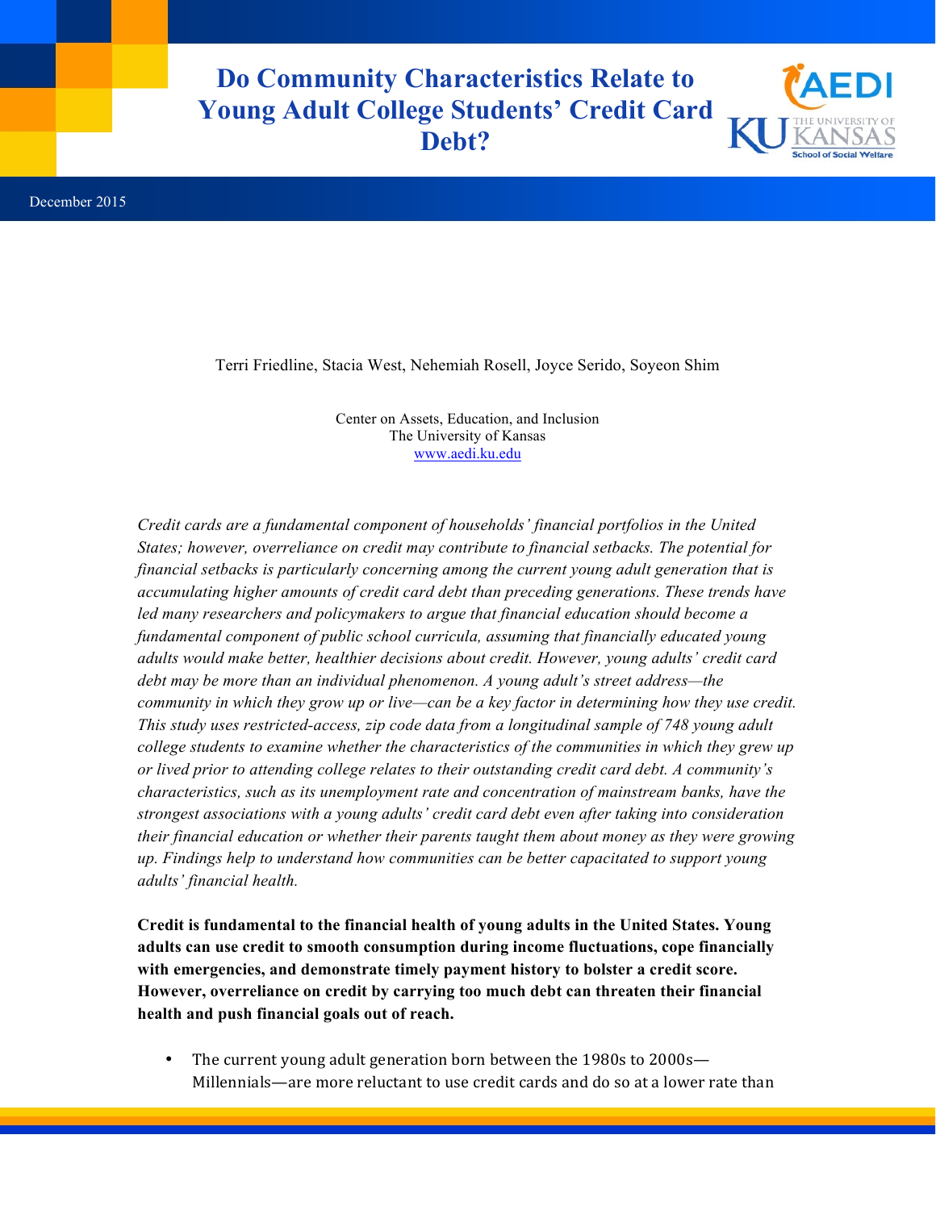# Do Community Characteristics Relate to Young Adult College Students' Credit Card Debt?

December 2015

Terri Friedline, Stacia West, Nehemiah Rosell, Joyce Serido, Soyeon Shim

Center on Assets, Education, and Inclusion
The University of Kansas
www.aedi.ku.edu

*Credit cards are a fundamental component of households' financial portfolios in the United States; however, overreliance on credit may contribute to financial setbacks. The potential for financial setbacks is particularly concerning among the current young adult generation that is accumulating higher amounts of credit card debt than preceding generations. These trends have led many researchers and policymakers to argue that financial education should become a fundamental component of public school curricula, assuming that financially educated young adults would make better, healthier decisions about credit. However, young adults' credit card debt may be more than an individual phenomenon. A young adult's street address—the community in which they grow up or live—can be a key factor in determining how they use credit. This study uses restricted-access, zip code data from a longitudinal sample of 748 young adult college students to examine whether the characteristics of the communities in which they grew up or lived prior to attending college relates to their outstanding credit card debt. A community's characteristics, such as its unemployment rate and concentration of mainstream banks, have the strongest associations with a young adults' credit card debt even after taking into consideration their financial education or whether their parents taught them about money as they were growing up. Findings help to understand how communities can be better capacitated to support young adults' financial health.*

**Credit is fundamental to the financial health of young adults in the United States. Young adults can use credit to smooth consumption during income fluctuations, cope financially with emergencies, and demonstrate timely payment history to bolster a credit score. However, overreliance on credit by carrying too much debt can threaten their financial health and push financial goals out of reach.**

- The current young adult generation born between the 1980s to 2000s—Millennials—are more reluctant to use credit cards and do so at a lower rate than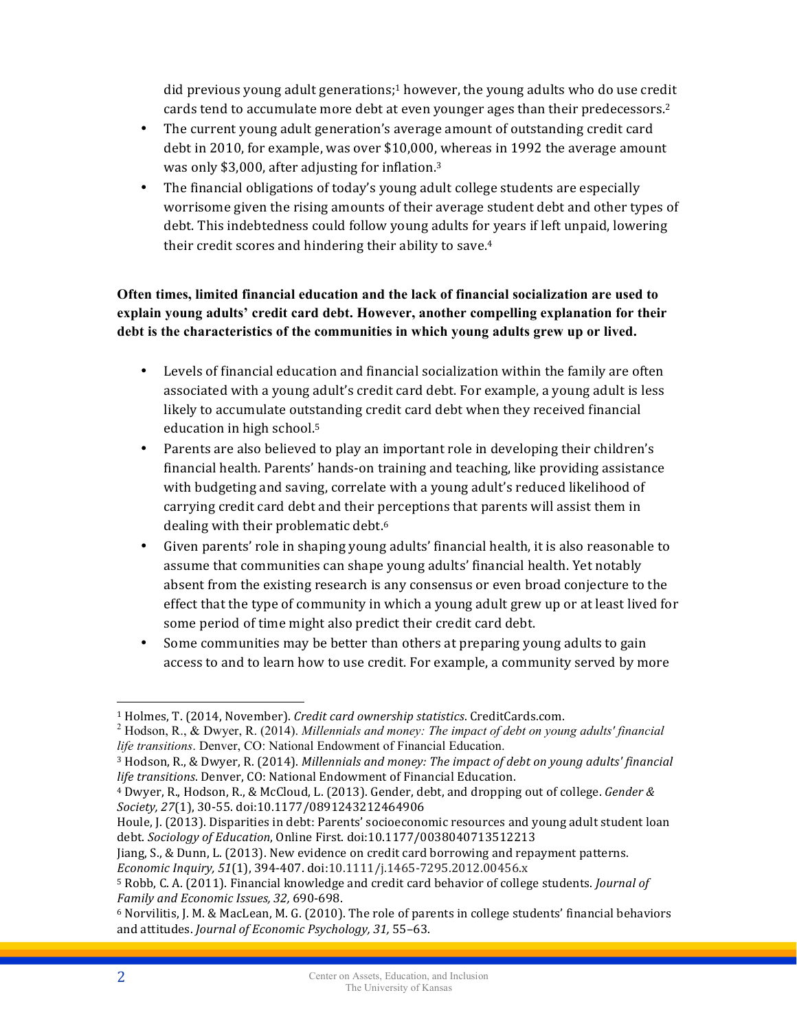did previous young adult generations;[1] however, the young adults who do use credit cards tend to accumulate more debt at even younger ages than their predecessors.[2]

- The current young adult generation's average amount of outstanding credit card debt in 2010, for example, was over $10,000, whereas in 1992 the average amount was only $3,000, after adjusting for inflation.[3]
- The financial obligations of today's young adult college students are especially worrisome given the rising amounts of their average student debt and other types of debt. This indebtedness could follow young adults for years if left unpaid, lowering their credit scores and hindering their ability to save.[4]

**Often times, limited financial education and the lack of financial socialization are used to explain young adults' credit card debt. However, another compelling explanation for their debt is the characteristics of the communities in which young adults grew up or lived.**

- Levels of financial education and financial socialization within the family are often associated with a young adult's credit card debt. For example, a young adult is less likely to accumulate outstanding credit card debt when they received financial education in high school.[5]
- Parents are also believed to play an important role in developing their children's financial health. Parents' hands-on training and teaching, like providing assistance with budgeting and saving, correlate with a young adult's reduced likelihood of carrying credit card debt and their perceptions that parents will assist them in dealing with their problematic debt.[6]
- Given parents' role in shaping young adults' financial health, it is also reasonable to assume that communities can shape young adults' financial health. Yet notably absent from the existing research is any consensus or even broad conjecture to the effect that the type of community in which a young adult grew up or at least lived for some period of time might also predict their credit card debt.
- Some communities may be better than others at preparing young adults to gain access to and to learn how to use credit. For example, a community served by more

---

[1] Holmes, T. (2014, November). *Credit card ownership statistics*. CreditCards.com.

[2] Hodson, R., & Dwyer, R. (2014). *Millennials and money: The impact of debt on young adults' financial life transitions*. Denver, CO: National Endowment of Financial Education.

[3] Hodson, R., & Dwyer, R. (2014). *Millennials and money: The impact of debt on young adults' financial life transitions*. Denver, CO: National Endowment of Financial Education.

[4] Dwyer, R., Hodson, R., & McCloud, L. (2013). Gender, debt, and dropping out of college. *Gender & Society, 27*(1), 30-55. doi:10.1177/0891243212464906

Houle, J. (2013). Disparities in debt: Parents' socioeconomic resources and young adult student loan debt. *Sociology of Education*, Online First. doi:10.1177/0038040713512213

Jiang, S., & Dunn, L. (2013). New evidence on credit card borrowing and repayment patterns. *Economic Inquiry, 51*(1), 394-407. doi:10.1111/j.1465-7295.2012.00456.x

[5] Robb, C. A. (2011). Financial knowledge and credit card behavior of college students. *Journal of Family and Economic Issues, 32,* 690-698.

[6] Norvilitis, J. M. & MacLean, M. G. (2010). The role of parents in college students' financial behaviors and attitudes. *Journal of Economic Psychology, 31,* 55–63.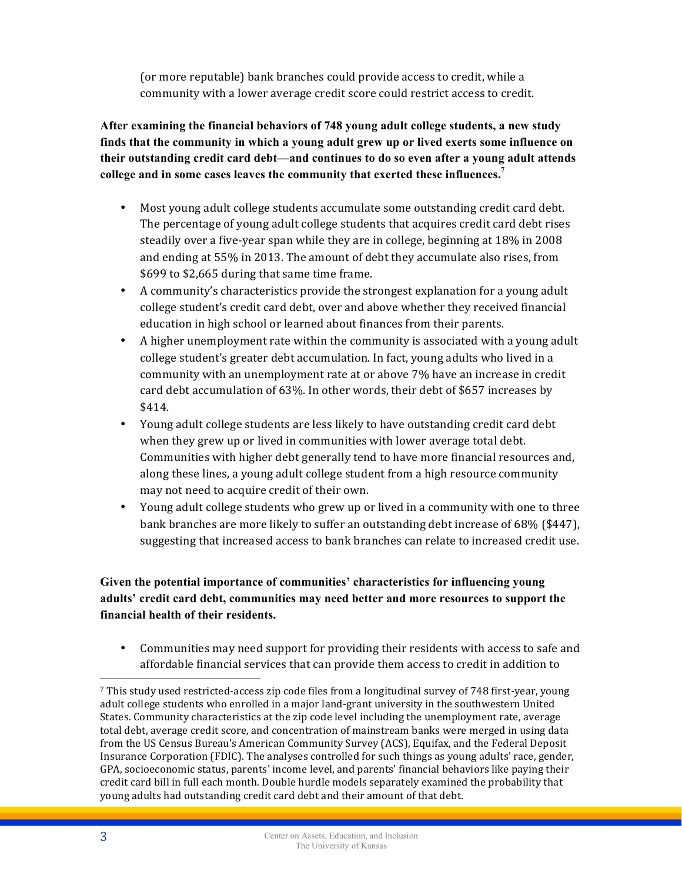(or more reputable) bank branches could provide access to credit, while a community with a lower average credit score could restrict access to credit.

**After examining the financial behaviors of 748 young adult college students, a new study finds that the community in which a young adult grew up or lived exerts some influence on their outstanding credit card debt—and continues to do so even after a young adult attends college and in some cases leaves the community that exerted these influences.[7]**

- Most young adult college students accumulate some outstanding credit card debt. The percentage of young adult college students that acquires credit card debt rises steadily over a five-year span while they are in college, beginning at 18% in 2008 and ending at 55% in 2013. The amount of debt they accumulate also rises, from $699 to $2,665 during that same time frame.
- A community's characteristics provide the strongest explanation for a young adult college student's credit card debt, over and above whether they received financial education in high school or learned about finances from their parents.
- A higher unemployment rate within the community is associated with a young adult college student's greater debt accumulation. In fact, young adults who lived in a community with an unemployment rate at or above 7% have an increase in credit card debt accumulation of 63%. In other words, their debt of $657 increases by $414.
- Young adult college students are less likely to have outstanding credit card debt when they grew up or lived in communities with lower average total debt. Communities with higher debt generally tend to have more financial resources and, along these lines, a young adult college student from a high resource community may not need to acquire credit of their own.
- Young adult college students who grew up or lived in a community with one to three bank branches are more likely to suffer an outstanding debt increase of 68% ($447), suggesting that increased access to bank branches can relate to increased credit use.

**Given the potential importance of communities' characteristics for influencing young adults' credit card debt, communities may need better and more resources to support the financial health of their residents.**

- Communities may need support for providing their residents with access to safe and affordable financial services that can provide them access to credit in addition to

[7] This study used restricted-access zip code files from a longitudinal survey of 748 first-year, young adult college students who enrolled in a major land-grant university in the southwestern United States. Community characteristics at the zip code level including the unemployment rate, average total debt, average credit score, and concentration of mainstream banks were merged in using data from the US Census Bureau's American Community Survey (ACS), Equifax, and the Federal Deposit Insurance Corporation (FDIC). The analyses controlled for such things as young adults' race, gender, GPA, socioeconomic status, parents' income level, and parents' financial behaviors like paying their credit card bill in full each month. Double hurdle models separately examined the probability that young adults had outstanding credit card debt and their amount of that debt.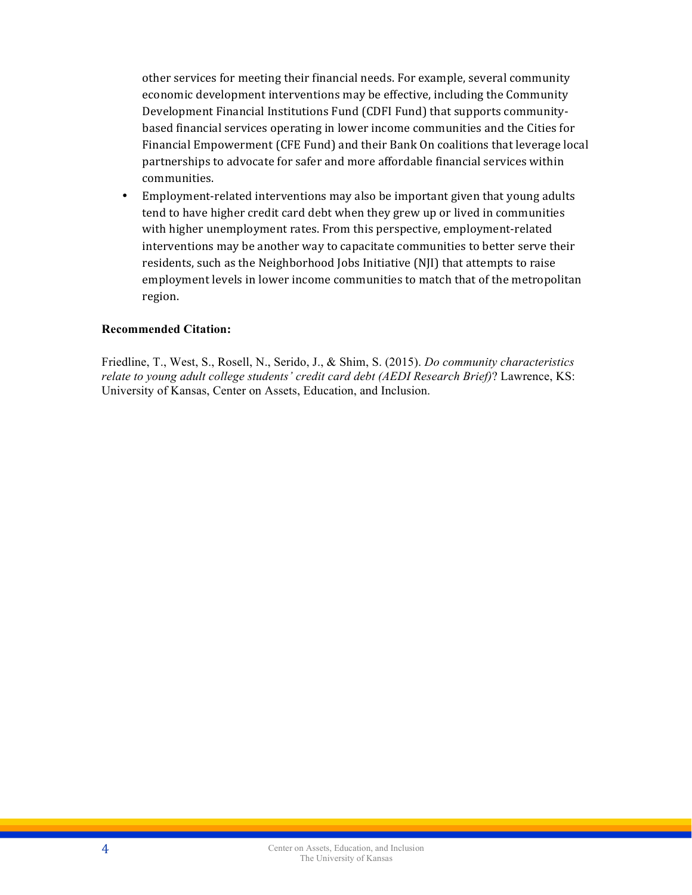other services for meeting their financial needs. For example, several community economic development interventions may be effective, including the Community Development Financial Institutions Fund (CDFI Fund) that supports community-based financial services operating in lower income communities and the Cities for Financial Empowerment (CFE Fund) and their Bank On coalitions that leverage local partnerships to advocate for safer and more affordable financial services within communities.

- Employment-related interventions may also be important given that young adults tend to have higher credit card debt when they grew up or lived in communities with higher unemployment rates. From this perspective, employment-related interventions may be another way to capacitate communities to better serve their residents, such as the Neighborhood Jobs Initiative (NJI) that attempts to raise employment levels in lower income communities to match that of the metropolitan region.

**Recommended Citation:**

Friedline, T., West, S., Rosell, N., Serido, J., & Shim, S. (2015). *Do community characteristics relate to young adult college students' credit card debt (AEDI Research Brief)*? Lawrence, KS: University of Kansas, Center on Assets, Education, and Inclusion.